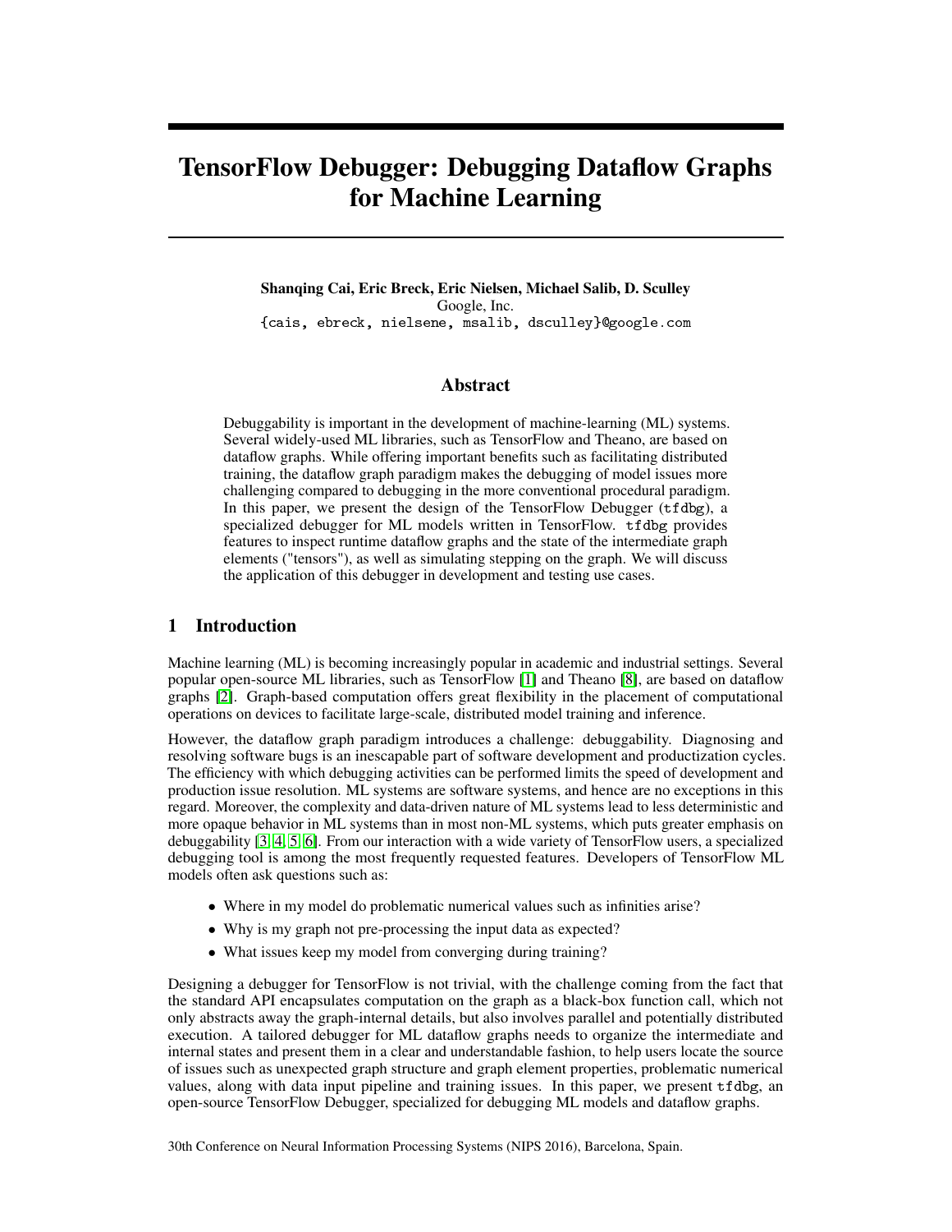# TensorFlow Debugger: Debugging Dataflow Graphs for Machine Learning

**Shanqing Cai, Eric Breck, Eric Nielsen, Michael Salib, D. Sculley**
Google, Inc.
{cais, ebreck, nielsene, msalib, dsculley}@google.com

## Abstract

Debuggability is important in the development of machine-learning (ML) systems. Several widely-used ML libraries, such as TensorFlow and Theano, are based on dataflow graphs. While offering important benefits such as facilitating distributed training, the dataflow graph paradigm makes the debugging of model issues more challenging compared to debugging in the more conventional procedural paradigm. In this paper, we present the design of the TensorFlow Debugger (`tfdbg`), a specialized debugger for ML models written in TensorFlow. `tfdbg` provides features to inspect runtime dataflow graphs and the state of the intermediate graph elements ("tensors"), as well as simulating stepping on the graph. We will discuss the application of this debugger in development and testing use cases.

## 1 Introduction

Machine learning (ML) is becoming increasingly popular in academic and industrial settings. Several popular open-source ML libraries, such as TensorFlow [1] and Theano [8], are based on dataflow graphs [2]. Graph-based computation offers great flexibility in the placement of computational operations on devices to facilitate large-scale, distributed model training and inference.

However, the dataflow graph paradigm introduces a challenge: debuggability. Diagnosing and resolving software bugs is an inescapable part of software development and productization cycles. The efficiency with which debugging activities can be performed limits the speed of development and production issue resolution. ML systems are software systems, and hence are no exceptions in this regard. Moreover, the complexity and data-driven nature of ML systems lead to less deterministic and more opaque behavior in ML systems than in most non-ML systems, which puts greater emphasis on debuggability [3, 4, 5, 6]. From our interaction with a wide variety of TensorFlow users, a specialized debugging tool is among the most frequently requested features. Developers of TensorFlow ML models often ask questions such as:

- Where in my model do problematic numerical values such as infinities arise?
- Why is my graph not pre-processing the input data as expected?
- What issues keep my model from converging during training?

Designing a debugger for TensorFlow is not trivial, with the challenge coming from the fact that the standard API encapsulates computation on the graph as a black-box function call, which not only abstracts away the graph-internal details, but also involves parallel and potentially distributed execution. A tailored debugger for ML dataflow graphs needs to organize the intermediate and internal states and present them in a clear and understandable fashion, to help users locate the source of issues such as unexpected graph structure and graph element properties, problematic numerical values, along with data input pipeline and training issues. In this paper, we present `tfdbg`, an open-source TensorFlow Debugger, specialized for debugging ML models and dataflow graphs.

30th Conference on Neural Information Processing Systems (NIPS 2016), Barcelona, Spain.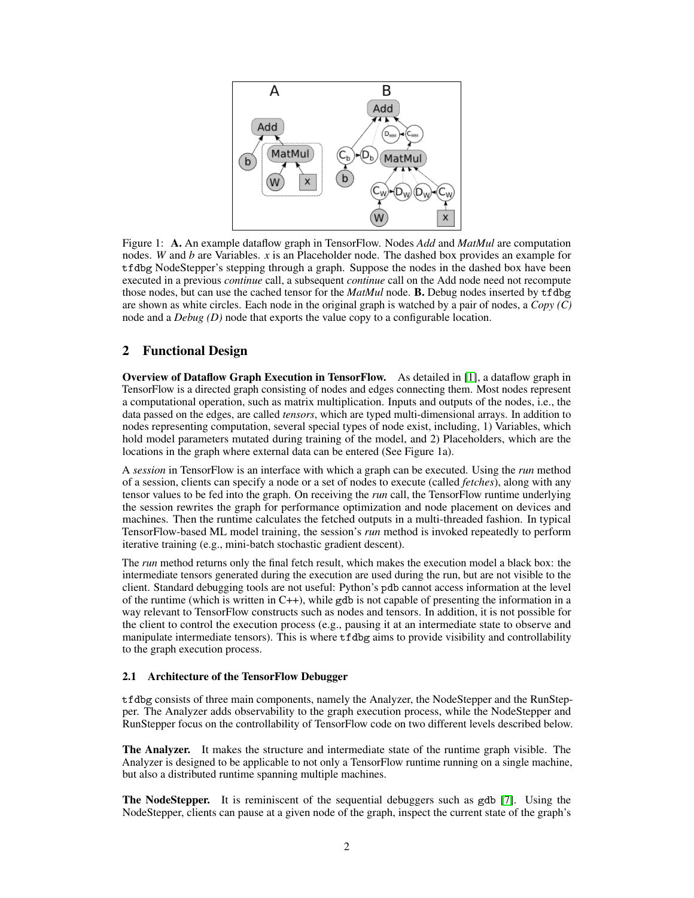Figure 1: **A.** An example dataflow graph in TensorFlow. Nodes *Add* and *MatMul* are computation nodes. *W* and *b* are Variables. *x* is an Placeholder node. The dashed box provides an example for `tfdbg` NodeStepper's stepping through a graph. Suppose the nodes in the dashed box have been executed in a previous *continue* call, a subsequent *continue* call on the Add node need not recompute those nodes, but can use the cached tensor for the *MatMul* node. **B.** Debug nodes inserted by `tfdbg` are shown as white circles. Each node in the original graph is watched by a pair of nodes, a *Copy (C)* node and a *Debug (D)* node that exports the value copy to a configurable location.

## 2 Functional Design

**Overview of Dataflow Graph Execution in TensorFlow.** As detailed in [1], a dataflow graph in TensorFlow is a directed graph consisting of nodes and edges connecting them. Most nodes represent a computational operation, such as matrix multiplication. Inputs and outputs of the nodes, i.e., the data passed on the edges, are called *tensors*, which are typed multi-dimensional arrays. In addition to nodes representing computation, several special types of node exist, including, 1) Variables, which hold model parameters mutated during training of the model, and 2) Placeholders, which are the locations in the graph where external data can be entered (See Figure 1a).

A *session* in TensorFlow is an interface with which a graph can be executed. Using the *run* method of a session, clients can specify a node or a set of nodes to execute (called *fetches*), along with any tensor values to be fed into the graph. On receiving the *run* call, the TensorFlow runtime underlying the session rewrites the graph for performance optimization and node placement on devices and machines. Then the runtime calculates the fetched outputs in a multi-threaded fashion. In typical TensorFlow-based ML model training, the session's *run* method is invoked repeatedly to perform iterative training (e.g., mini-batch stochastic gradient descent).

The *run* method returns only the final fetch result, which makes the execution model a black box: the intermediate tensors generated during the execution are used during the run, but are not visible to the client. Standard debugging tools are not useful: Python's `pdb` cannot access information at the level of the runtime (which is written in C++), while `gdb` is not capable of presenting the information in a way relevant to TensorFlow constructs such as nodes and tensors. In addition, it is not possible for the client to control the execution process (e.g., pausing it at an intermediate state to observe and manipulate intermediate tensors). This is where `tfdbg` aims to provide visibility and controllability to the graph execution process.

### 2.1 Architecture of the TensorFlow Debugger

`tfdbg` consists of three main components, namely the Analyzer, the NodeStepper and the RunStepper. The Analyzer adds observability to the graph execution process, while the NodeStepper and RunStepper focus on the controllability of TensorFlow code on two different levels described below.

**The Analyzer.** It makes the structure and intermediate state of the runtime graph visible. The Analyzer is designed to be applicable to not only a TensorFlow runtime running on a single machine, but also a distributed runtime spanning multiple machines.

**The NodeStepper.** It is reminiscent of the sequential debuggers such as `gdb` [7]. Using the NodeStepper, clients can pause at a given node of the graph, inspect the current state of the graph's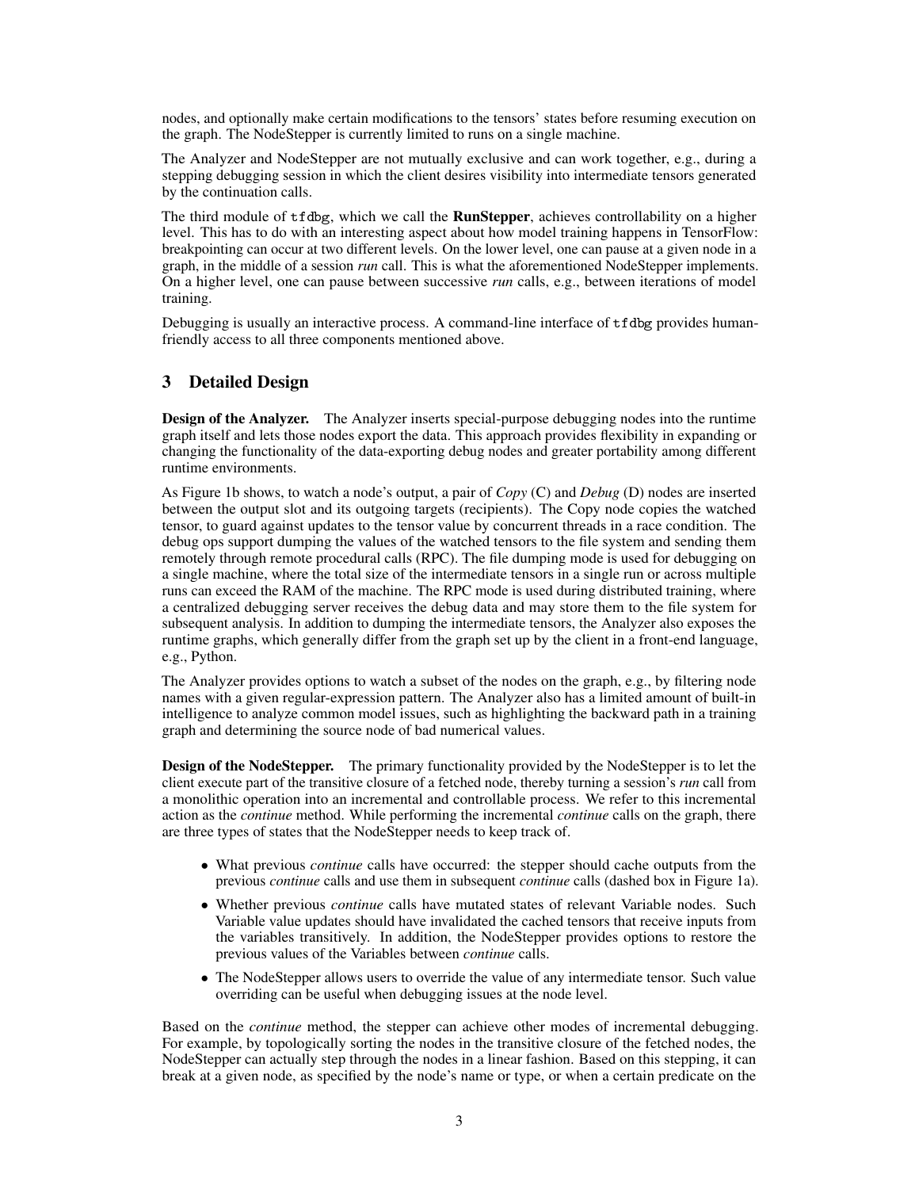nodes, and optionally make certain modifications to the tensors' states before resuming execution on the graph. The NodeStepper is currently limited to runs on a single machine.

The Analyzer and NodeStepper are not mutually exclusive and can work together, e.g., during a stepping debugging session in which the client desires visibility into intermediate tensors generated by the continuation calls.

The third module of `tfdbg`, which we call the **RunStepper**, achieves controllability on a higher level. This has to do with an interesting aspect about how model training happens in TensorFlow: breakpointing can occur at two different levels. On the lower level, one can pause at a given node in a graph, in the middle of a session *run* call. This is what the aforementioned NodeStepper implements. On a higher level, one can pause between successive *run* calls, e.g., between iterations of model training.

Debugging is usually an interactive process. A command-line interface of `tfdbg` provides human-friendly access to all three components mentioned above.

## 3 Detailed Design

**Design of the Analyzer.** The Analyzer inserts special-purpose debugging nodes into the runtime graph itself and lets those nodes export the data. This approach provides flexibility in expanding or changing the functionality of the data-exporting debug nodes and greater portability among different runtime environments.

As Figure 1b shows, to watch a node's output, a pair of *Copy* (C) and *Debug* (D) nodes are inserted between the output slot and its outgoing targets (recipients). The Copy node copies the watched tensor, to guard against updates to the tensor value by concurrent threads in a race condition. The debug ops support dumping the values of the watched tensors to the file system and sending them remotely through remote procedural calls (RPC). The file dumping mode is used for debugging on a single machine, where the total size of the intermediate tensors in a single run or across multiple runs can exceed the RAM of the machine. The RPC mode is used during distributed training, where a centralized debugging server receives the debug data and may store them to the file system for subsequent analysis. In addition to dumping the intermediate tensors, the Analyzer also exposes the runtime graphs, which generally differ from the graph set up by the client in a front-end language, e.g., Python.

The Analyzer provides options to watch a subset of the nodes on the graph, e.g., by filtering node names with a given regular-expression pattern. The Analyzer also has a limited amount of built-in intelligence to analyze common model issues, such as highlighting the backward path in a training graph and determining the source node of bad numerical values.

**Design of the NodeStepper.** The primary functionality provided by the NodeStepper is to let the client execute part of the transitive closure of a fetched node, thereby turning a session's *run* call from a monolithic operation into an incremental and controllable process. We refer to this incremental action as the *continue* method. While performing the incremental *continue* calls on the graph, there are three types of states that the NodeStepper needs to keep track of.

- What previous *continue* calls have occurred: the stepper should cache outputs from the previous *continue* calls and use them in subsequent *continue* calls (dashed box in Figure 1a).
- Whether previous *continue* calls have mutated states of relevant Variable nodes. Such Variable value updates should have invalidated the cached tensors that receive inputs from the variables transitively. In addition, the NodeStepper provides options to restore the previous values of the Variables between *continue* calls.
- The NodeStepper allows users to override the value of any intermediate tensor. Such value overriding can be useful when debugging issues at the node level.

Based on the *continue* method, the stepper can achieve other modes of incremental debugging. For example, by topologically sorting the nodes in the transitive closure of the fetched nodes, the NodeStepper can actually step through the nodes in a linear fashion. Based on this stepping, it can break at a given node, as specified by the node's name or type, or when a certain predicate on the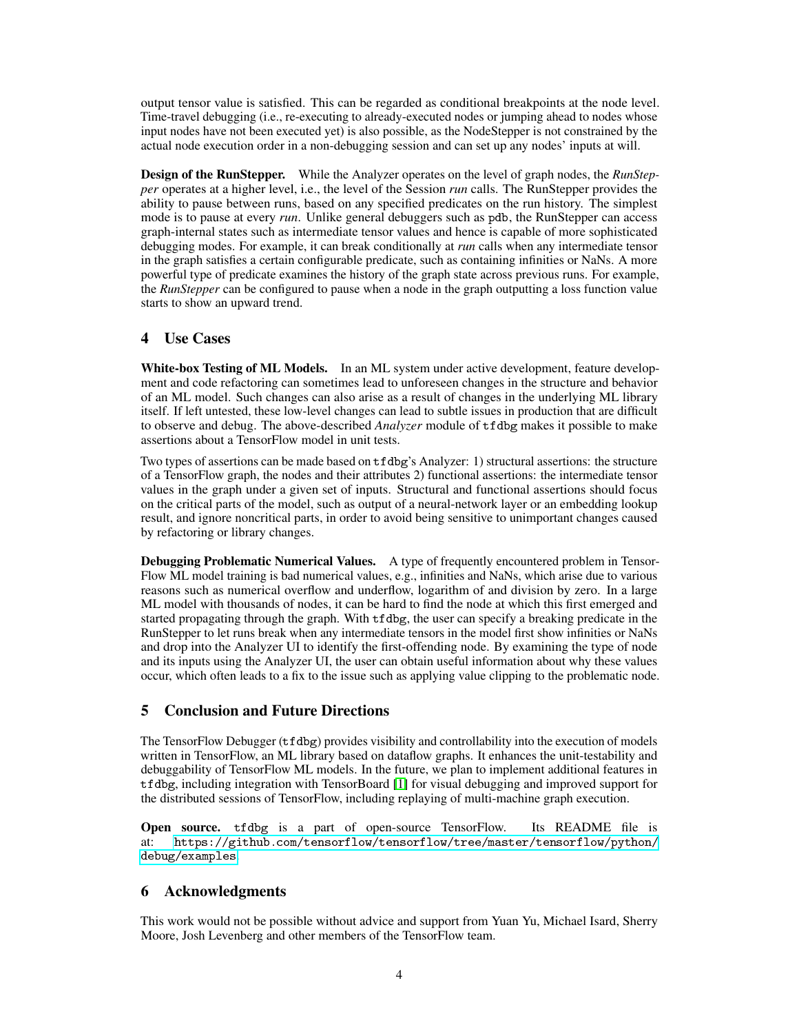output tensor value is satisfied. This can be regarded as conditional breakpoints at the node level. Time-travel debugging (i.e., re-executing to already-executed nodes or jumping ahead to nodes whose input nodes have not been executed yet) is also possible, as the NodeStepper is not constrained by the actual node execution order in a non-debugging session and can set up any nodes' inputs at will.

**Design of the RunStepper.** While the Analyzer operates on the level of graph nodes, the *RunStepper* operates at a higher level, i.e., the level of the Session *run* calls. The RunStepper provides the ability to pause between runs, based on any specified predicates on the run history. The simplest mode is to pause at every *run*. Unlike general debuggers such as `pdb`, the RunStepper can access graph-internal states such as intermediate tensor values and hence is capable of more sophisticated debugging modes. For example, it can break conditionally at *run* calls when any intermediate tensor in the graph satisfies a certain configurable predicate, such as containing infinities or NaNs. A more powerful type of predicate examines the history of the graph state across previous runs. For example, the *RunStepper* can be configured to pause when a node in the graph outputting a loss function value starts to show an upward trend.

## 4 Use Cases

**White-box Testing of ML Models.** In an ML system under active development, feature development and code refactoring can sometimes lead to unforeseen changes in the structure and behavior of an ML model. Such changes can also arise as a result of changes in the underlying ML library itself. If left untested, these low-level changes can lead to subtle issues in production that are difficult to observe and debug. The above-described *Analyzer* module of `tfdbg` makes it possible to make assertions about a TensorFlow model in unit tests.

Two types of assertions can be made based on `tfdbg`'s Analyzer: 1) structural assertions: the structure of a TensorFlow graph, the nodes and their attributes 2) functional assertions: the intermediate tensor values in the graph under a given set of inputs. Structural and functional assertions should focus on the critical parts of the model, such as output of a neural-network layer or an embedding lookup result, and ignore noncritical parts, in order to avoid being sensitive to unimportant changes caused by refactoring or library changes.

**Debugging Problematic Numerical Values.** A type of frequently encountered problem in TensorFlow ML model training is bad numerical values, e.g., infinities and NaNs, which arise due to various reasons such as numerical overflow and underflow, logarithm of and division by zero. In a large ML model with thousands of nodes, it can be hard to find the node at which this first emerged and started propagating through the graph. With `tfdbg`, the user can specify a breaking predicate in the RunStepper to let runs break when any intermediate tensors in the model first show infinities or NaNs and drop into the Analyzer UI to identify the first-offending node. By examining the type of node and its inputs using the Analyzer UI, the user can obtain useful information about why these values occur, which often leads to a fix to the issue such as applying value clipping to the problematic node.

## 5 Conclusion and Future Directions

The TensorFlow Debugger (`tfdbg`) provides visibility and controllability into the execution of models written in TensorFlow, an ML library based on dataflow graphs. It enhances the unit-testability and debuggability of TensorFlow ML models. In the future, we plan to implement additional features in `tfdbg`, including integration with TensorBoard [1] for visual debugging and improved support for the distributed sessions of TensorFlow, including replaying of multi-machine graph execution.

**Open source.** `tfdbg` is a part of open-source TensorFlow. Its README file is at: `https://github.com/tensorflow/tensorflow/tree/master/tensorflow/python/debug/examples`

## 6 Acknowledgments

This work would not be possible without advice and support from Yuan Yu, Michael Isard, Sherry Moore, Josh Levenberg and other members of the TensorFlow team.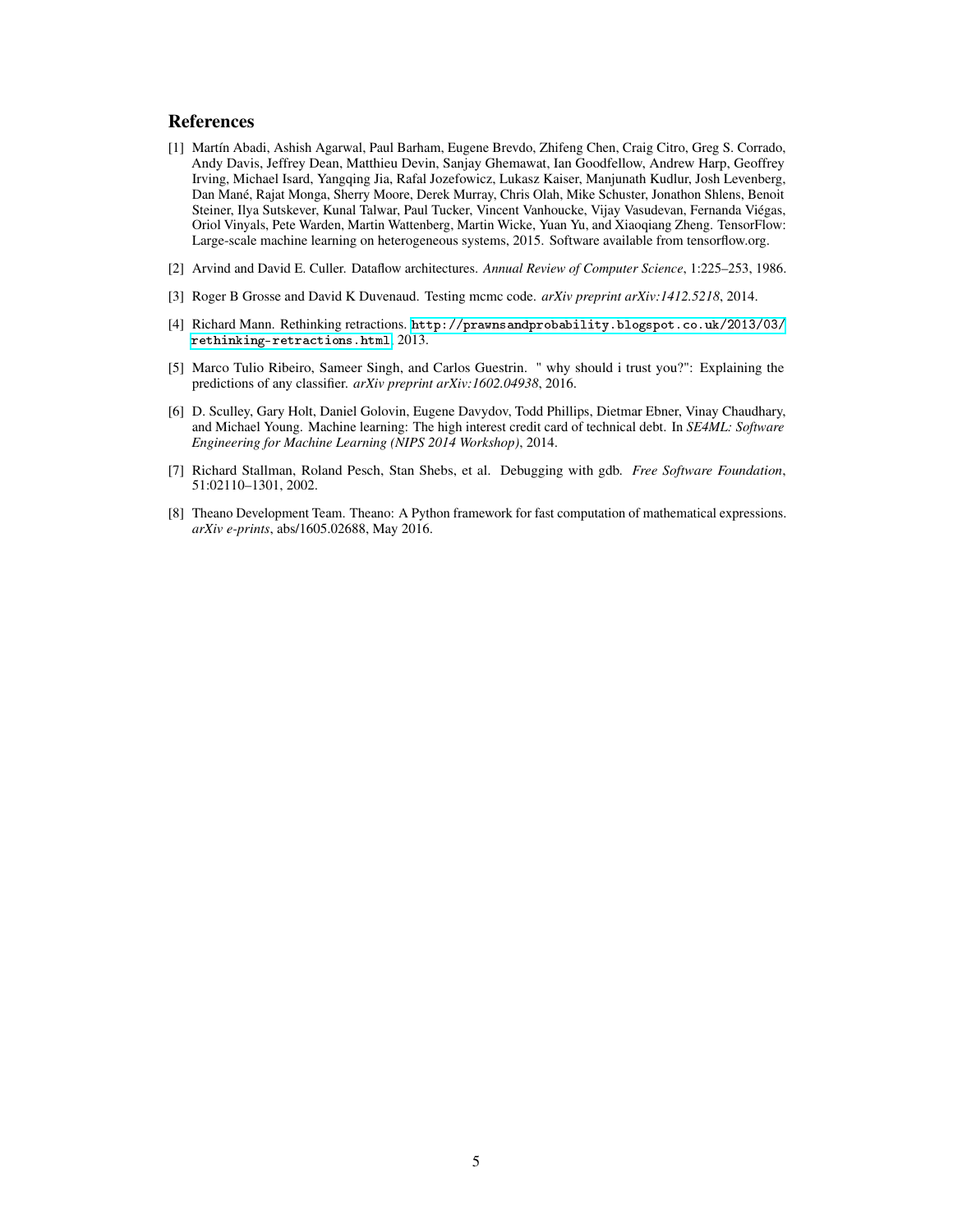## References

[1] Martín Abadi, Ashish Agarwal, Paul Barham, Eugene Brevdo, Zhifeng Chen, Craig Citro, Greg S. Corrado, Andy Davis, Jeffrey Dean, Matthieu Devin, Sanjay Ghemawat, Ian Goodfellow, Andrew Harp, Geoffrey Irving, Michael Isard, Yangqing Jia, Rafal Jozefowicz, Lukasz Kaiser, Manjunath Kudlur, Josh Levenberg, Dan Mané, Rajat Monga, Sherry Moore, Derek Murray, Chris Olah, Mike Schuster, Jonathon Shlens, Benoit Steiner, Ilya Sutskever, Kunal Talwar, Paul Tucker, Vincent Vanhoucke, Vijay Vasudevan, Fernanda Viégas, Oriol Vinyals, Pete Warden, Martin Wattenberg, Martin Wicke, Yuan Yu, and Xiaoqiang Zheng. TensorFlow: Large-scale machine learning on heterogeneous systems, 2015. Software available from tensorflow.org.

[2] Arvind and David E. Culler. Dataflow architectures. *Annual Review of Computer Science*, 1:225–253, 1986.

[3] Roger B Grosse and David K Duvenaud. Testing mcmc code. *arXiv preprint arXiv:1412.5218*, 2014.

[4] Richard Mann. Rethinking retractions. `http://prawnsandprobability.blogspot.co.uk/2013/03/rethinking-retractions.html`, 2013.

[5] Marco Tulio Ribeiro, Sameer Singh, and Carlos Guestrin. " why should i trust you?": Explaining the predictions of any classifier. *arXiv preprint arXiv:1602.04938*, 2016.

[6] D. Sculley, Gary Holt, Daniel Golovin, Eugene Davydov, Todd Phillips, Dietmar Ebner, Vinay Chaudhary, and Michael Young. Machine learning: The high interest credit card of technical debt. In *SE4ML: Software Engineering for Machine Learning (NIPS 2014 Workshop)*, 2014.

[7] Richard Stallman, Roland Pesch, Stan Shebs, et al. Debugging with gdb. *Free Software Foundation*, 51:02110–1301, 2002.

[8] Theano Development Team. Theano: A Python framework for fast computation of mathematical expressions. *arXiv e-prints*, abs/1605.02688, May 2016.